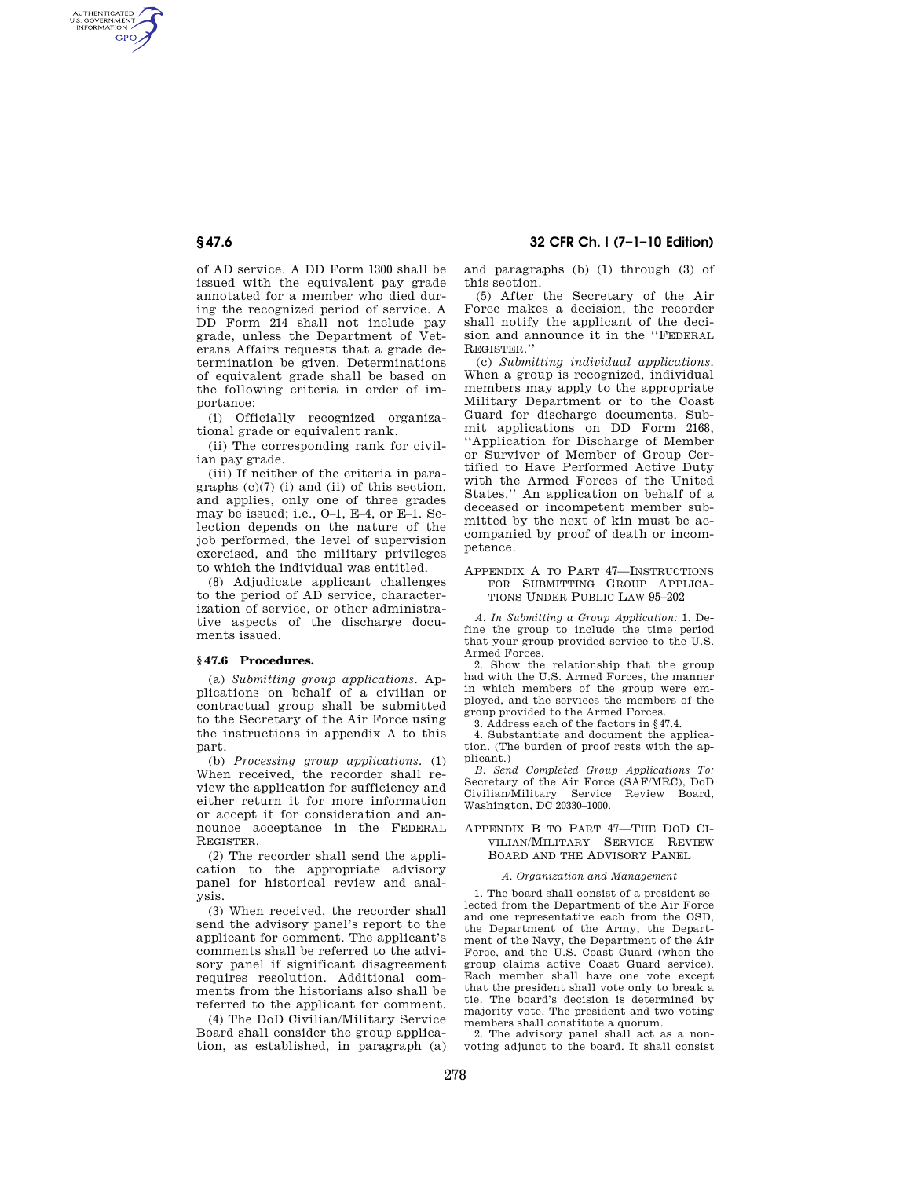of AD service. A DD Form 1300 shall be issued with the equivalent pay grade annotated for a member who died during the recognized period of service. A DD Form 214 shall not include pay grade, unless the Department of Veterans Affairs requests that a grade determination be given. Determinations of equivalent grade shall be based on the following criteria in order of importance:

(i) Officially recognized organizational grade or equivalent rank.

(ii) The corresponding rank for civilian pay grade.

(iii) If neither of the criteria in paragraphs (c)(7) (i) and (ii) of this section, and applies, only one of three grades may be issued; i.e., O–1, E–4, or E–1. Selection depends on the nature of the job performed, the level of supervision exercised, and the military privileges to which the individual was entitled.

(8) Adjudicate applicant challenges to the period of AD service, characterization of service, or other administrative aspects of the discharge documents issued.

## § 47.6 Procedures.

(a) *Submitting group applications.* Applications on behalf of a civilian or contractual group shall be submitted to the Secretary of the Air Force using the instructions in appendix A to this part.

(b) *Processing group applications.* (1) When received, the recorder shall review the application for sufficiency and either return it for more information or accept it for consideration and announce acceptance in the FEDERAL REGISTER.

(2) The recorder shall send the application to the appropriate advisory panel for historical review and analysis.

(3) When received, the recorder shall send the advisory panel's report to the applicant for comment. The applicant's comments shall be referred to the advisory panel if significant disagreement requires resolution. Additional comments from the historians also shall be referred to the applicant for comment.

(4) The DoD Civilian/Military Service Board shall consider the group application, as established, in paragraph (a) and paragraphs (b) (1) through (3) of this section.

(5) After the Secretary of the Air Force makes a decision, the recorder shall notify the applicant of the decision and announce it in the "FEDERAL REGISTER."

(c) *Submitting individual applications.* When a group is recognized, individual members may apply to the appropriate Military Department or to the Coast Guard for discharge documents. Submit applications on DD Form 2168, "Application for Discharge of Member or Survivor of Member of Group Certified to Have Performed Active Duty with the Armed Forces of the United States." An application on behalf of a deceased or incompetent member submitted by the next of kin must be accompanied by proof of death or incompetence.

## APPENDIX A TO PART 47—INSTRUCTIONS FOR SUBMITTING GROUP APPLICATIONS UNDER PUBLIC LAW 95–202

*A. In Submitting a Group Application:* 1. Define the group to include the time period that your group provided service to the U.S. Armed Forces.

2. Show the relationship that the group had with the U.S. Armed Forces, the manner in which members of the group were employed, and the services the members of the group provided to the Armed Forces.

3. Address each of the factors in § 47.4.

4. Substantiate and document the application. (The burden of proof rests with the applicant.)

*B. Send Completed Group Applications To:* Secretary of the Air Force (SAF/MRC), DoD Civilian/Military Service Review Board, Washington, DC 20330–1000.

## APPENDIX B TO PART 47—THE DOD CIVILIAN/MILITARY SERVICE REVIEW BOARD AND THE ADVISORY PANEL

### *A. Organization and Management*

1. The board shall consist of a president selected from the Department of the Air Force and one representative each from the OSD, the Department of the Army, the Department of the Navy, the Department of the Air Force, and the U.S. Coast Guard (when the group claims active Coast Guard service). Each member shall have one vote except that the president shall vote only to break a tie. The board's decision is determined by majority vote. The president and two voting members shall constitute a quorum.

2. The advisory panel shall act as a nonvoting adjunct to the board. It shall consist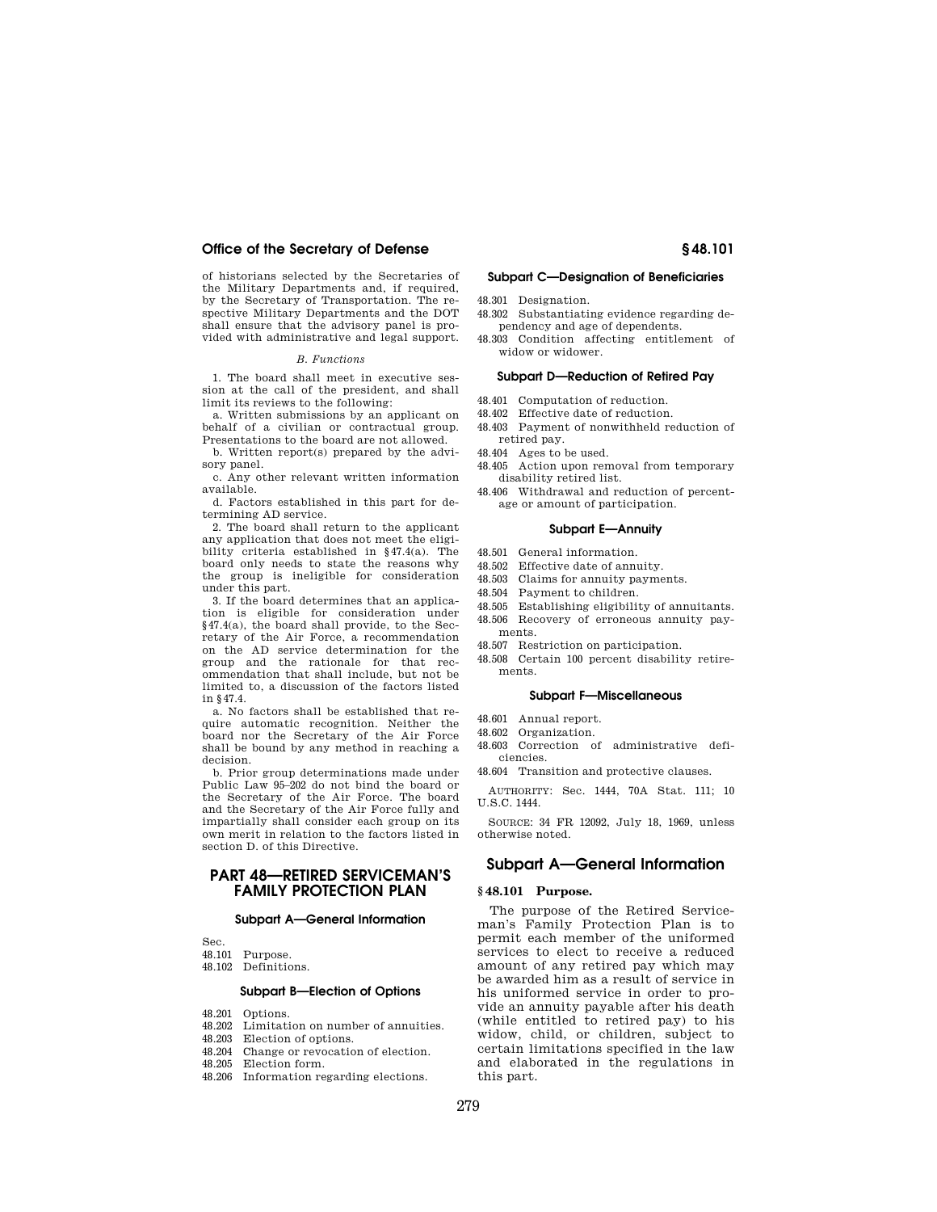of historians selected by the Secretaries of the Military Departments and, if required, by the Secretary of Transportation. The respective Military Departments and the DOT shall ensure that the advisory panel is provided with administrative and legal support.

*B. Functions*

1. The board shall meet in executive session at the call of the president, and shall limit its reviews to the following:

a. Written submissions by an applicant on behalf of a civilian or contractual group. Presentations to the board are not allowed.

b. Written report(s) prepared by the advisory panel.

c. Any other relevant written information available.

d. Factors established in this part for determining AD service.

2. The board shall return to the applicant any application that does not meet the eligibility criteria established in §47.4(a). The board only needs to state the reasons why the group is ineligible for consideration under this part.

3. If the board determines that an application is eligible for consideration under §47.4(a), the board shall provide, to the Secretary of the Air Force, a recommendation on the AD service determination for the group and the rationale for that recommendation that shall include, but not be limited to, a discussion of the factors listed in §47.4.

a. No factors shall be established that require automatic recognition. Neither the board nor the Secretary of the Air Force shall be bound by any method in reaching a decision.

b. Prior group determinations made under Public Law 95–202 do not bind the board or the Secretary of the Air Force. The board and the Secretary of the Air Force fully and impartially shall consider each group on its own merit in relation to the factors listed in section D. of this Directive.

# PART 48—RETIRED SERVICEMAN'S FAMILY PROTECTION PLAN

### Subpart A—General Information

Sec.
48.101 Purpose.
48.102 Definitions.

### Subpart B—Election of Options

48.201 Options.
48.202 Limitation on number of annuities.
48.203 Election of options.
48.204 Change or revocation of election.
48.205 Election form.
48.206 Information regarding elections.

### Subpart C—Designation of Beneficiaries

48.301 Designation.
48.302 Substantiating evidence regarding dependency and age of dependents.
48.303 Condition affecting entitlement of widow or widower.

### Subpart D—Reduction of Retired Pay

48.401 Computation of reduction.
48.402 Effective date of reduction.
48.403 Payment of nonwithheld reduction of retired pay.
48.404 Ages to be used.
48.405 Action upon removal from temporary disability retired list.
48.406 Withdrawal and reduction of percentage or amount of participation.

### Subpart E—Annuity

48.501 General information.
48.502 Effective date of annuity.
48.503 Claims for annuity payments.
48.504 Payment to children.
48.505 Establishing eligibility of annuitants.
48.506 Recovery of erroneous annuity payments.
48.507 Restriction on participation.
48.508 Certain 100 percent disability retirements.

### Subpart F—Miscellaneous

48.601 Annual report.
48.602 Organization.
48.603 Correction of administrative deficiencies.
48.604 Transition and protective clauses.

AUTHORITY: Sec. 1444, 70A Stat. 111; 10 U.S.C. 1444.

SOURCE: 34 FR 12092, July 18, 1969, unless otherwise noted.

## Subpart A—General Information

### §48.101 Purpose.

The purpose of the Retired Serviceman's Family Protection Plan is to permit each member of the uniformed services to elect to receive a reduced amount of any retired pay which may be awarded him as a result of service in his uniformed service in order to provide an annuity payable after his death (while entitled to retired pay) to his widow, child, or children, subject to certain limitations specified in the law and elaborated in the regulations in this part.